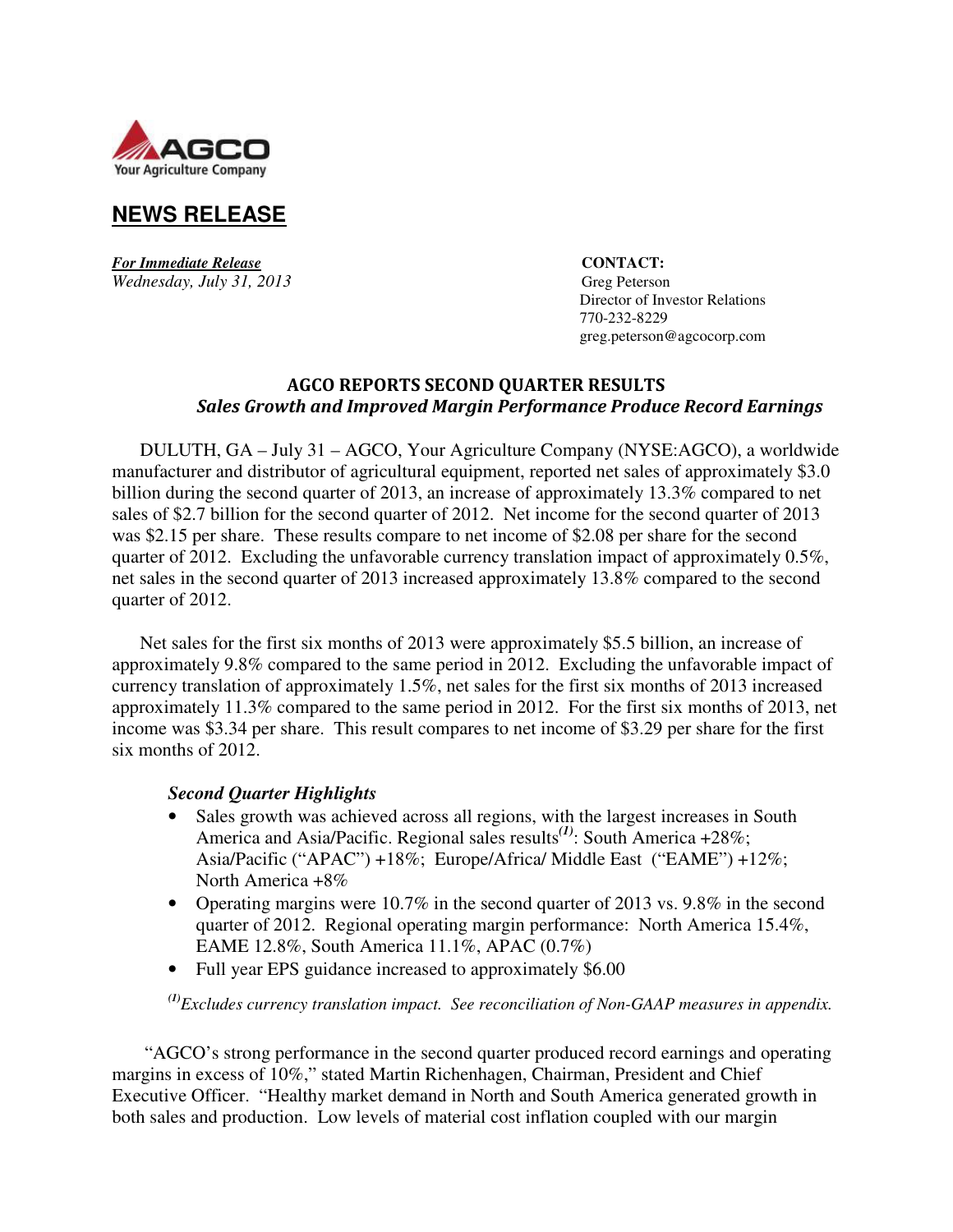AGCO
Your Agriculture Company

## NEWS RELEASE

***For Immediate Release***
*Wednesday, July 31, 2013*

**CONTACT:**
Greg Peterson
Director of Investor Relations
770-232-8229
greg.peterson@agcocorp.com

### AGCO REPORTS SECOND QUARTER RESULTS
#### *Sales Growth and Improved Margin Performance Produce Record Earnings*

DULUTH, GA – July 31 – AGCO, Your Agriculture Company (NYSE:AGCO), a worldwide manufacturer and distributor of agricultural equipment, reported net sales of approximately $3.0 billion during the second quarter of 2013, an increase of approximately 13.3% compared to net sales of $2.7 billion for the second quarter of 2012. Net income for the second quarter of 2013 was $2.15 per share. These results compare to net income of $2.08 per share for the second quarter of 2012. Excluding the unfavorable currency translation impact of approximately 0.5%, net sales in the second quarter of 2013 increased approximately 13.8% compared to the second quarter of 2012.

Net sales for the first six months of 2013 were approximately $5.5 billion, an increase of approximately 9.8% compared to the same period in 2012. Excluding the unfavorable impact of currency translation of approximately 1.5%, net sales for the first six months of 2013 increased approximately 11.3% compared to the same period in 2012. For the first six months of 2013, net income was $3.34 per share. This result compares to net income of $3.29 per share for the first six months of 2012.

***Second Quarter Highlights***

- Sales growth was achieved across all regions, with the largest increases in South America and Asia/Pacific. Regional sales results[(1)]: South America +28%; Asia/Pacific ("APAC") +18%; Europe/Africa/ Middle East ("EAME") +12%; North America +8%
- Operating margins were 10.7% in the second quarter of 2013 vs. 9.8% in the second quarter of 2012. Regional operating margin performance: North America 15.4%, EAME 12.8%, South America 11.1%, APAC (0.7%)
- Full year EPS guidance increased to approximately $6.00

[(1)]*Excludes currency translation impact. See reconciliation of Non-GAAP measures in appendix.*

"AGCO's strong performance in the second quarter produced record earnings and operating margins in excess of 10%," stated Martin Richenhagen, Chairman, President and Chief Executive Officer. "Healthy market demand in North and South America generated growth in both sales and production. Low levels of material cost inflation coupled with our margin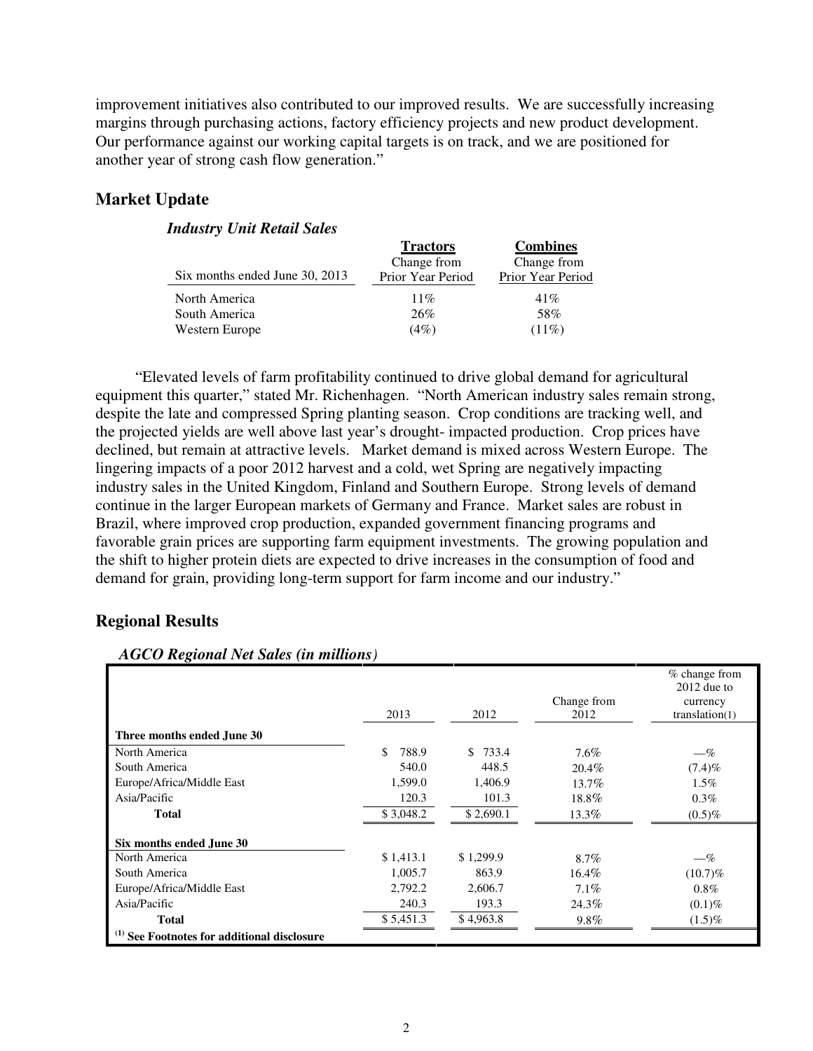improvement initiatives also contributed to our improved results. We are successfully increasing margins through purchasing actions, factory efficiency projects and new product development. Our performance against our working capital targets is on track, and we are positioned for another year of strong cash flow generation."

## Market Update

### *Industry Unit Retail Sales*

| Six months ended June 30, 2013 | Tractors<br>Change from Prior Year Period | Combines<br>Change from Prior Year Period |
|---|---|---|
| North America | 11% | 41% |
| South America | 26% | 58% |
| Western Europe | (4%) | (11%) |

"Elevated levels of farm profitability continued to drive global demand for agricultural equipment this quarter," stated Mr. Richenhagen. "North American industry sales remain strong, despite the late and compressed Spring planting season. Crop conditions are tracking well, and the projected yields are well above last year's drought- impacted production. Crop prices have declined, but remain at attractive levels. Market demand is mixed across Western Europe. The lingering impacts of a poor 2012 harvest and a cold, wet Spring are negatively impacting industry sales in the United Kingdom, Finland and Southern Europe. Strong levels of demand continue in the larger European markets of Germany and France. Market sales are robust in Brazil, where improved crop production, expanded government financing programs and favorable grain prices are supporting farm equipment investments. The growing population and the shift to higher protein diets are expected to drive increases in the consumption of food and demand for grain, providing long-term support for farm income and our industry."

## Regional Results

### *AGCO Regional Net Sales (in millions)*

| | 2013 | 2012 | Change from 2012 | % change from 2012 due to currency translation(1) |
|---|---|---|---|---|
| **Three months ended June 30** | | | | |
| North America | $ 788.9 | $ 733.4 | 7.6% | —% |
| South America | 540.0 | 448.5 | 20.4% | (7.4)% |
| Europe/Africa/Middle East | 1,599.0 | 1,406.9 | 13.7% | 1.5% |
| Asia/Pacific | 120.3 | 101.3 | 18.8% | 0.3% |
| **Total** | $ 3,048.2 | $ 2,690.1 | 13.3% | (0.5)% |
| **Six months ended June 30** | | | | |
| North America | $ 1,413.1 | $ 1,299.9 | 8.7% | —% |
| South America | 1,005.7 | 863.9 | 16.4% | (10.7)% |
| Europe/Africa/Middle East | 2,792.2 | 2,606.7 | 7.1% | 0.8% |
| Asia/Pacific | 240.3 | 193.3 | 24.3% | (0.1)% |
| **Total** | $ 5,451.3 | $ 4,963.8 | 9.8% | (1.5)% |

**(1) See Footnotes for additional disclosure**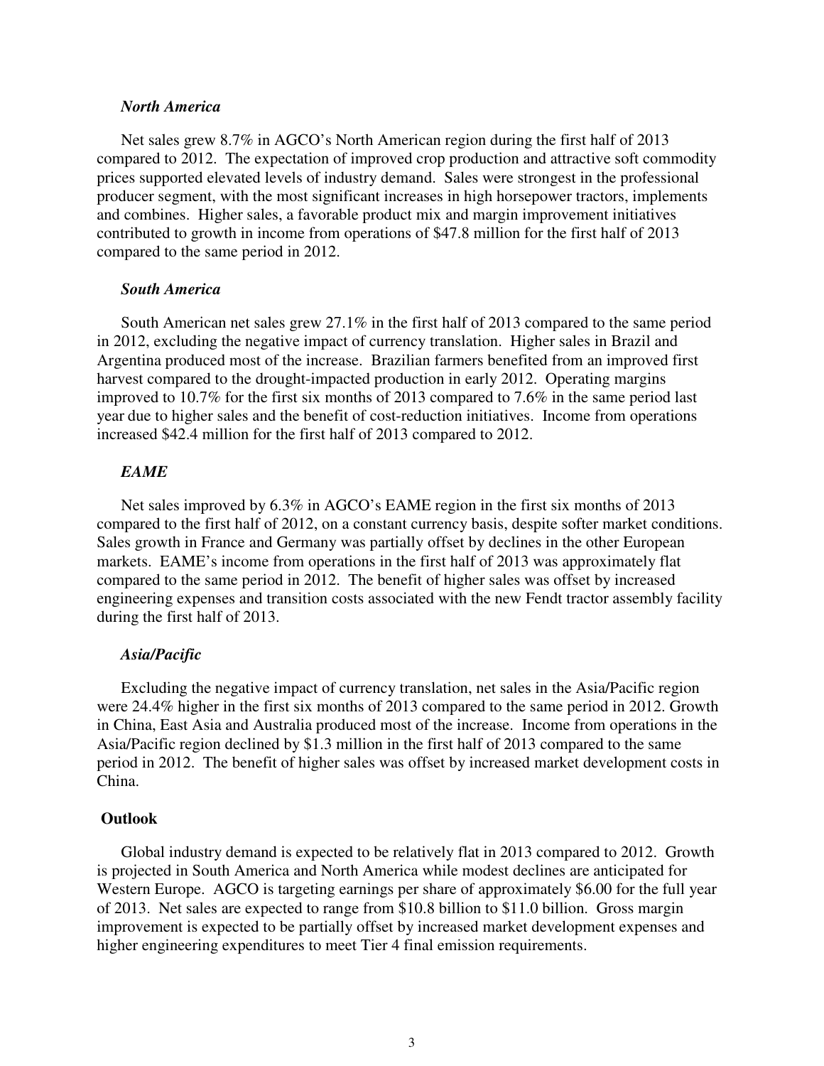***North America***

Net sales grew 8.7% in AGCO's North American region during the first half of 2013 compared to 2012. The expectation of improved crop production and attractive soft commodity prices supported elevated levels of industry demand. Sales were strongest in the professional producer segment, with the most significant increases in high horsepower tractors, implements and combines. Higher sales, a favorable product mix and margin improvement initiatives contributed to growth in income from operations of $47.8 million for the first half of 2013 compared to the same period in 2012.

***South America***

South American net sales grew 27.1% in the first half of 2013 compared to the same period in 2012, excluding the negative impact of currency translation. Higher sales in Brazil and Argentina produced most of the increase. Brazilian farmers benefited from an improved first harvest compared to the drought-impacted production in early 2012. Operating margins improved to 10.7% for the first six months of 2013 compared to 7.6% in the same period last year due to higher sales and the benefit of cost-reduction initiatives. Income from operations increased $42.4 million for the first half of 2013 compared to 2012.

***EAME***

Net sales improved by 6.3% in AGCO's EAME region in the first six months of 2013 compared to the first half of 2012, on a constant currency basis, despite softer market conditions. Sales growth in France and Germany was partially offset by declines in the other European markets. EAME's income from operations in the first half of 2013 was approximately flat compared to the same period in 2012. The benefit of higher sales was offset by increased engineering expenses and transition costs associated with the new Fendt tractor assembly facility during the first half of 2013.

***Asia/Pacific***

Excluding the negative impact of currency translation, net sales in the Asia/Pacific region were 24.4% higher in the first six months of 2013 compared to the same period in 2012. Growth in China, East Asia and Australia produced most of the increase. Income from operations in the Asia/Pacific region declined by $1.3 million in the first half of 2013 compared to the same period in 2012. The benefit of higher sales was offset by increased market development costs in China.

**Outlook**

Global industry demand is expected to be relatively flat in 2013 compared to 2012. Growth is projected in South America and North America while modest declines are anticipated for Western Europe. AGCO is targeting earnings per share of approximately $6.00 for the full year of 2013. Net sales are expected to range from $10.8 billion to $11.0 billion. Gross margin improvement is expected to be partially offset by increased market development expenses and higher engineering expenditures to meet Tier 4 final emission requirements.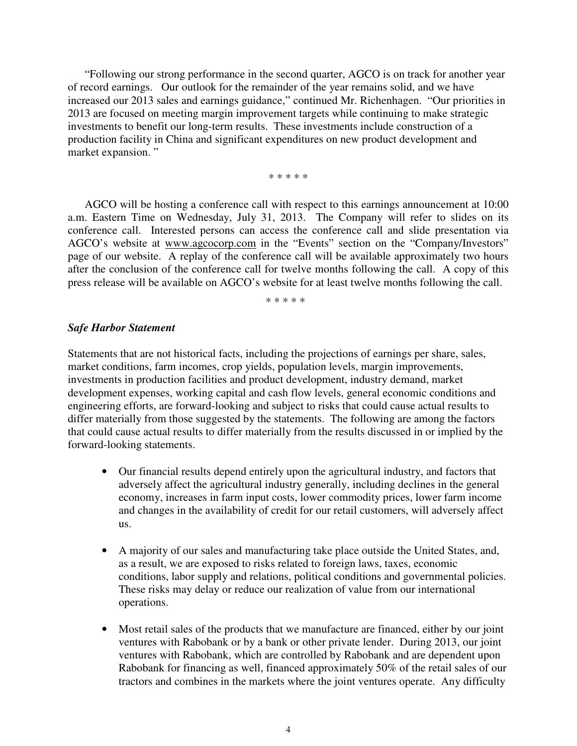"Following our strong performance in the second quarter, AGCO is on track for another year of record earnings. Our outlook for the remainder of the year remains solid, and we have increased our 2013 sales and earnings guidance," continued Mr. Richenhagen. "Our priorities in 2013 are focused on meeting margin improvement targets while continuing to make strategic investments to benefit our long-term results. These investments include construction of a production facility in China and significant expenditures on new product development and market expansion. "

\* \* \* \* \*

AGCO will be hosting a conference call with respect to this earnings announcement at 10:00 a.m. Eastern Time on Wednesday, July 31, 2013. The Company will refer to slides on its conference call. Interested persons can access the conference call and slide presentation via AGCO's website at www.agcocorp.com in the "Events" section on the "Company/Investors" page of our website. A replay of the conference call will be available approximately two hours after the conclusion of the conference call for twelve months following the call. A copy of this press release will be available on AGCO's website for at least twelve months following the call.

\* \* \* \* \*

***Safe Harbor Statement***

Statements that are not historical facts, including the projections of earnings per share, sales, market conditions, farm incomes, crop yields, population levels, margin improvements, investments in production facilities and product development, industry demand, market development expenses, working capital and cash flow levels, general economic conditions and engineering efforts, are forward-looking and subject to risks that could cause actual results to differ materially from those suggested by the statements. The following are among the factors that could cause actual results to differ materially from the results discussed in or implied by the forward-looking statements.

- Our financial results depend entirely upon the agricultural industry, and factors that adversely affect the agricultural industry generally, including declines in the general economy, increases in farm input costs, lower commodity prices, lower farm income and changes in the availability of credit for our retail customers, will adversely affect us.

- A majority of our sales and manufacturing take place outside the United States, and, as a result, we are exposed to risks related to foreign laws, taxes, economic conditions, labor supply and relations, political conditions and governmental policies. These risks may delay or reduce our realization of value from our international operations.

- Most retail sales of the products that we manufacture are financed, either by our joint ventures with Rabobank or by a bank or other private lender. During 2013, our joint ventures with Rabobank, which are controlled by Rabobank and are dependent upon Rabobank for financing as well, financed approximately 50% of the retail sales of our tractors and combines in the markets where the joint ventures operate. Any difficulty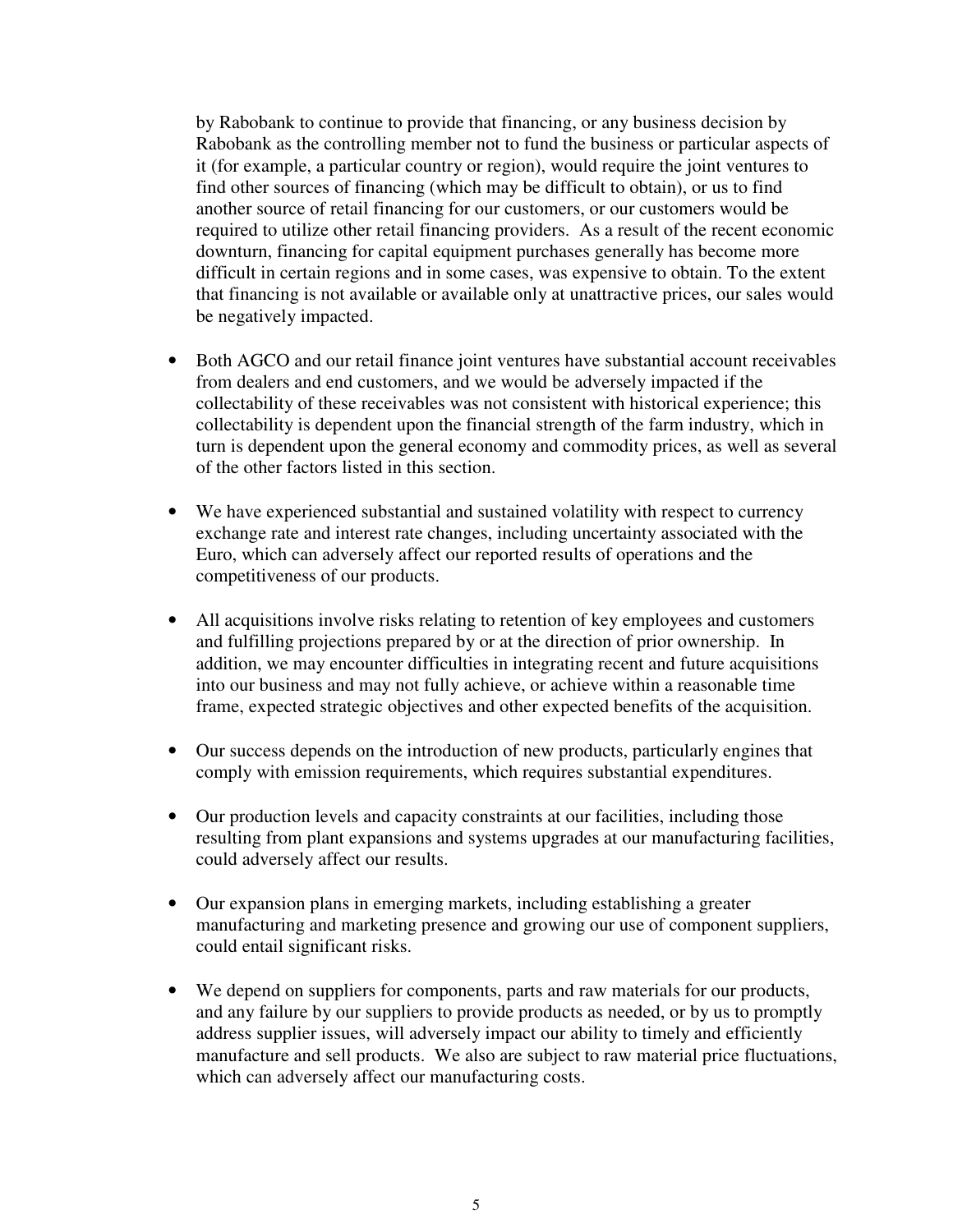by Rabobank to continue to provide that financing, or any business decision by Rabobank as the controlling member not to fund the business or particular aspects of it (for example, a particular country or region), would require the joint ventures to find other sources of financing (which may be difficult to obtain), or us to find another source of retail financing for our customers, or our customers would be required to utilize other retail financing providers. As a result of the recent economic downturn, financing for capital equipment purchases generally has become more difficult in certain regions and in some cases, was expensive to obtain. To the extent that financing is not available or available only at unattractive prices, our sales would be negatively impacted.

- Both AGCO and our retail finance joint ventures have substantial account receivables from dealers and end customers, and we would be adversely impacted if the collectability of these receivables was not consistent with historical experience; this collectability is dependent upon the financial strength of the farm industry, which in turn is dependent upon the general economy and commodity prices, as well as several of the other factors listed in this section.

- We have experienced substantial and sustained volatility with respect to currency exchange rate and interest rate changes, including uncertainty associated with the Euro, which can adversely affect our reported results of operations and the competitiveness of our products.

- All acquisitions involve risks relating to retention of key employees and customers and fulfilling projections prepared by or at the direction of prior ownership. In addition, we may encounter difficulties in integrating recent and future acquisitions into our business and may not fully achieve, or achieve within a reasonable time frame, expected strategic objectives and other expected benefits of the acquisition.

- Our success depends on the introduction of new products, particularly engines that comply with emission requirements, which requires substantial expenditures.

- Our production levels and capacity constraints at our facilities, including those resulting from plant expansions and systems upgrades at our manufacturing facilities, could adversely affect our results.

- Our expansion plans in emerging markets, including establishing a greater manufacturing and marketing presence and growing our use of component suppliers, could entail significant risks.

- We depend on suppliers for components, parts and raw materials for our products, and any failure by our suppliers to provide products as needed, or by us to promptly address supplier issues, will adversely impact our ability to timely and efficiently manufacture and sell products. We also are subject to raw material price fluctuations, which can adversely affect our manufacturing costs.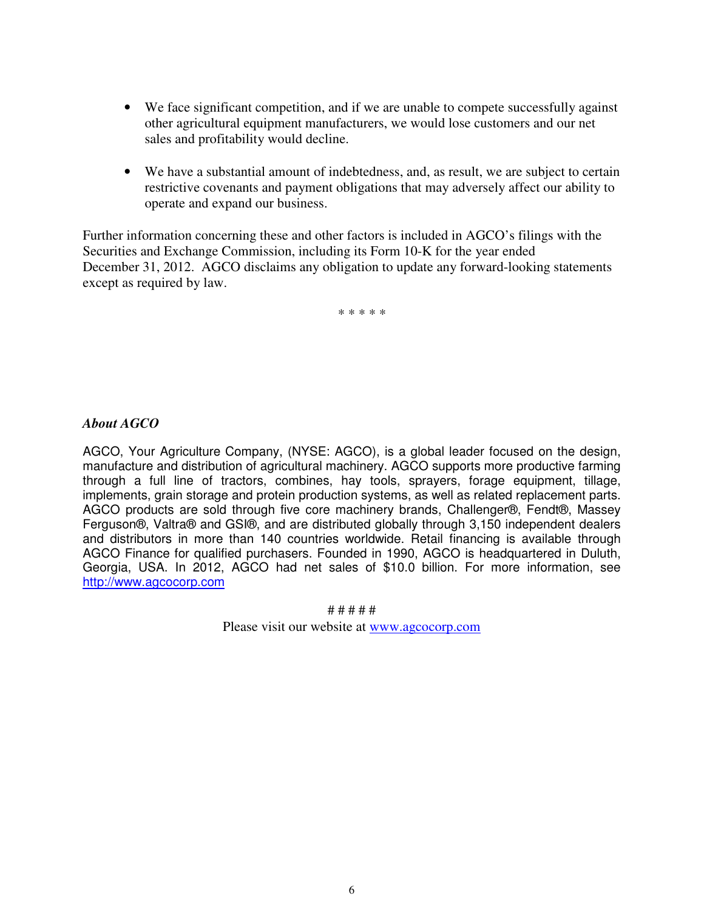- We face significant competition, and if we are unable to compete successfully against other agricultural equipment manufacturers, we would lose customers and our net sales and profitability would decline.

- We have a substantial amount of indebtedness, and, as result, we are subject to certain restrictive covenants and payment obligations that may adversely affect our ability to operate and expand our business.

Further information concerning these and other factors is included in AGCO's filings with the Securities and Exchange Commission, including its Form 10-K for the year ended December 31, 2012. AGCO disclaims any obligation to update any forward-looking statements except as required by law.

\* \* \* \* \*

### *About AGCO*

AGCO, Your Agriculture Company, (NYSE: AGCO), is a global leader focused on the design, manufacture and distribution of agricultural machinery. AGCO supports more productive farming through a full line of tractors, combines, hay tools, sprayers, forage equipment, tillage, implements, grain storage and protein production systems, as well as related replacement parts. AGCO products are sold through five core machinery brands, Challenger®, Fendt®, Massey Ferguson®, Valtra® and GSI®, and are distributed globally through 3,150 independent dealers and distributors in more than 140 countries worldwide. Retail financing is available through AGCO Finance for qualified purchasers. Founded in 1990, AGCO is headquartered in Duluth, Georgia, USA. In 2012, AGCO had net sales of $10.0 billion. For more information, see http://www.agcocorp.com

# # # # #

Please visit our website at www.agcocorp.com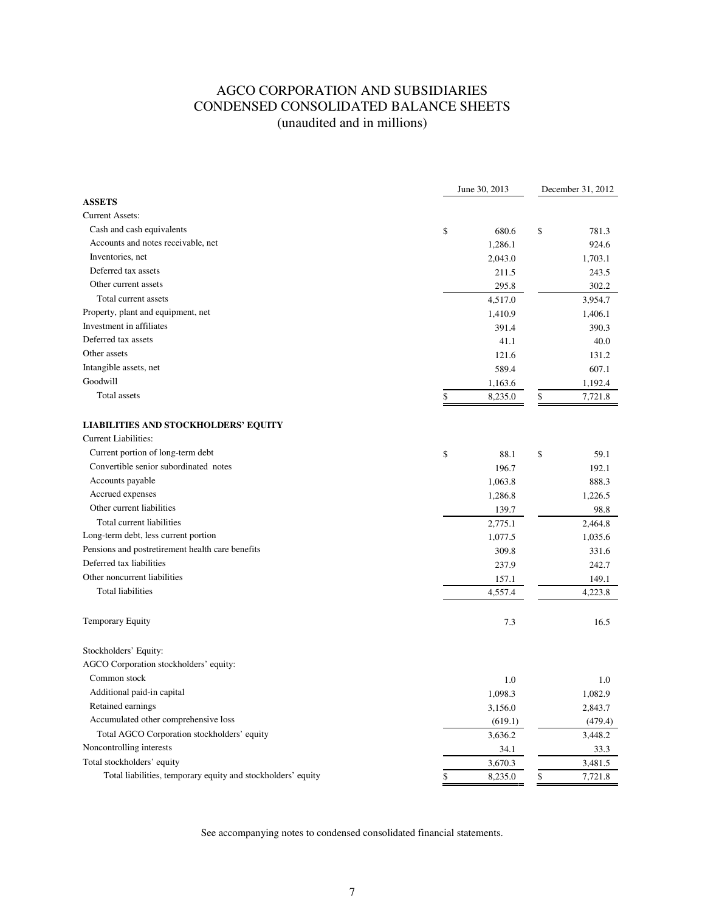# AGCO CORPORATION AND SUBSIDIARIES
## CONDENSED CONSOLIDATED BALANCE SHEETS
### (unaudited and in millions)

| | June 30, 2013 | December 31, 2012 |
|---|---|---|
| **ASSETS** | | |
| Current Assets: | | |
| Cash and cash equivalents | $ 680.6 | $ 781.3 |
| Accounts and notes receivable, net | 1,286.1 | 924.6 |
| Inventories, net | 2,043.0 | 1,703.1 |
| Deferred tax assets | 211.5 | 243.5 |
| Other current assets | 295.8 | 302.2 |
| Total current assets | 4,517.0 | 3,954.7 |
| Property, plant and equipment, net | 1,410.9 | 1,406.1 |
| Investment in affiliates | 391.4 | 390.3 |
| Deferred tax assets | 41.1 | 40.0 |
| Other assets | 121.6 | 131.2 |
| Intangible assets, net | 589.4 | 607.1 |
| Goodwill | 1,163.6 | 1,192.4 |
| Total assets | $ 8,235.0 | $ 7,721.8 |
| **LIABILITIES AND STOCKHOLDERS' EQUITY** | | |
| Current Liabilities: | | |
| Current portion of long-term debt | $ 88.1 | $ 59.1 |
| Convertible senior subordinated notes | 196.7 | 192.1 |
| Accounts payable | 1,063.8 | 888.3 |
| Accrued expenses | 1,286.8 | 1,226.5 |
| Other current liabilities | 139.7 | 98.8 |
| Total current liabilities | 2,775.1 | 2,464.8 |
| Long-term debt, less current portion | 1,077.5 | 1,035.6 |
| Pensions and postretirement health care benefits | 309.8 | 331.6 |
| Deferred tax liabilities | 237.9 | 242.7 |
| Other noncurrent liabilities | 157.1 | 149.1 |
| Total liabilities | 4,557.4 | 4,223.8 |
| Temporary Equity | 7.3 | 16.5 |
| Stockholders' Equity: | | |
| AGCO Corporation stockholders' equity: | | |
| Common stock | 1.0 | 1.0 |
| Additional paid-in capital | 1,098.3 | 1,082.9 |
| Retained earnings | 3,156.0 | 2,843.7 |
| Accumulated other comprehensive loss | (619.1) | (479.4) |
| Total AGCO Corporation stockholders' equity | 3,636.2 | 3,448.2 |
| Noncontrolling interests | 34.1 | 33.3 |
| Total stockholders' equity | 3,670.3 | 3,481.5 |
| Total liabilities, temporary equity and stockholders' equity | $ 8,235.0 | $ 7,721.8 |

See accompanying notes to condensed consolidated financial statements.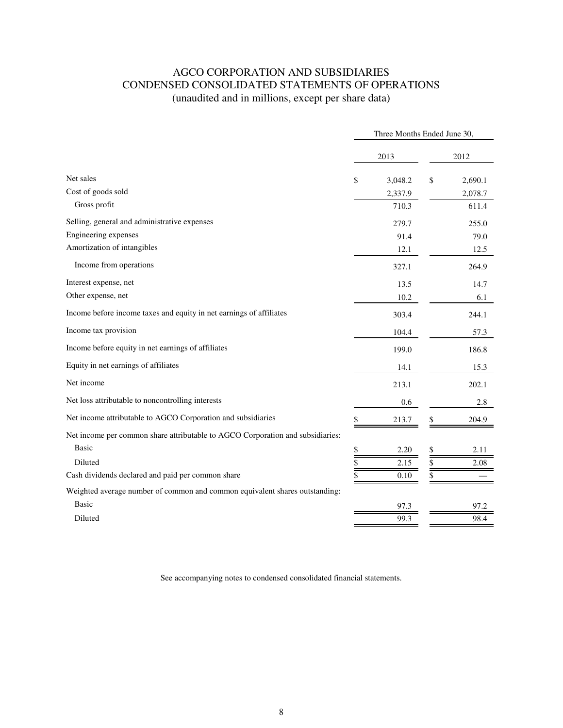# AGCO CORPORATION AND SUBSIDIARIES
## CONDENSED CONSOLIDATED STATEMENTS OF OPERATIONS
(unaudited and in millions, except per share data)

| | Three Months Ended June 30, | |
|---|---|---|
| | 2013 | 2012 |
| Net sales | $ 3,048.2 | $ 2,690.1 |
| Cost of goods sold | 2,337.9 | 2,078.7 |
| Gross profit | 710.3 | 611.4 |
| Selling, general and administrative expenses | 279.7 | 255.0 |
| Engineering expenses | 91.4 | 79.0 |
| Amortization of intangibles | 12.1 | 12.5 |
| Income from operations | 327.1 | 264.9 |
| Interest expense, net | 13.5 | 14.7 |
| Other expense, net | 10.2 | 6.1 |
| Income before income taxes and equity in net earnings of affiliates | 303.4 | 244.1 |
| Income tax provision | 104.4 | 57.3 |
| Income before equity in net earnings of affiliates | 199.0 | 186.8 |
| Equity in net earnings of affiliates | 14.1 | 15.3 |
| Net income | 213.1 | 202.1 |
| Net loss attributable to noncontrolling interests | 0.6 | 2.8 |
| Net income attributable to AGCO Corporation and subsidiaries | $ 213.7 | $ 204.9 |
| Net income per common share attributable to AGCO Corporation and subsidiaries: | | |
| Basic | $ 2.20 | $ 2.11 |
| Diluted | $ 2.15 | $ 2.08 |
| Cash dividends declared and paid per common share | $ 0.10 | $ — |
| Weighted average number of common and common equivalent shares outstanding: | | |
| Basic | 97.3 | 97.2 |
| Diluted | 99.3 | 98.4 |

See accompanying notes to condensed consolidated financial statements.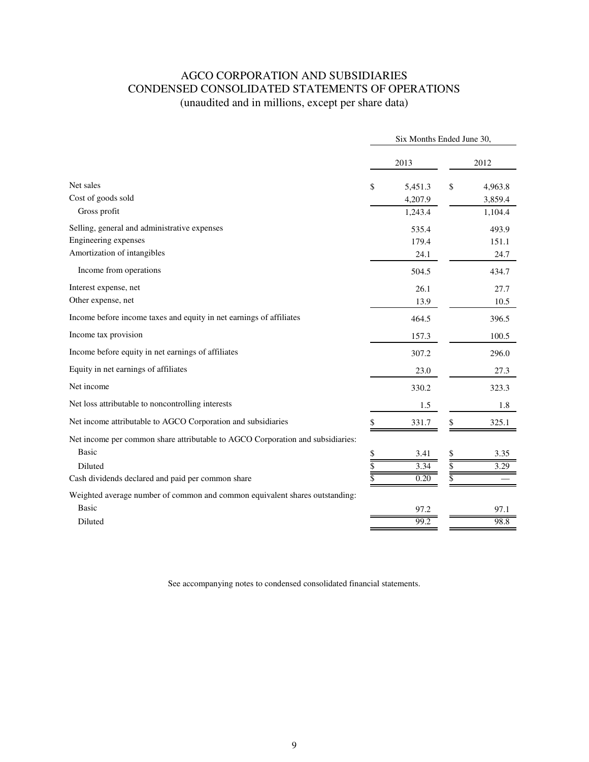# AGCO CORPORATION AND SUBSIDIARIES
## CONDENSED CONSOLIDATED STATEMENTS OF OPERATIONS
(unaudited and in millions, except per share data)

| | Six Months Ended June 30, | |
|---|---|---|
| | 2013 | 2012 |
| Net sales | $ 5,451.3 | $ 4,963.8 |
| Cost of goods sold | 4,207.9 | 3,859.4 |
| Gross profit | 1,243.4 | 1,104.4 |
| Selling, general and administrative expenses | 535.4 | 493.9 |
| Engineering expenses | 179.4 | 151.1 |
| Amortization of intangibles | 24.1 | 24.7 |
| Income from operations | 504.5 | 434.7 |
| Interest expense, net | 26.1 | 27.7 |
| Other expense, net | 13.9 | 10.5 |
| Income before income taxes and equity in net earnings of affiliates | 464.5 | 396.5 |
| Income tax provision | 157.3 | 100.5 |
| Income before equity in net earnings of affiliates | 307.2 | 296.0 |
| Equity in net earnings of affiliates | 23.0 | 27.3 |
| Net income | 330.2 | 323.3 |
| Net loss attributable to noncontrolling interests | 1.5 | 1.8 |
| Net income attributable to AGCO Corporation and subsidiaries | $ 331.7 | $ 325.1 |
| Net income per common share attributable to AGCO Corporation and subsidiaries: | | |
| Basic | $ 3.41 | $ 3.35 |
| Diluted | $ 3.34 | $ 3.29 |
| Cash dividends declared and paid per common share | $ 0.20 | $ — |
| Weighted average number of common and common equivalent shares outstanding: | | |
| Basic | 97.2 | 97.1 |
| Diluted | 99.2 | 98.8 |

See accompanying notes to condensed consolidated financial statements.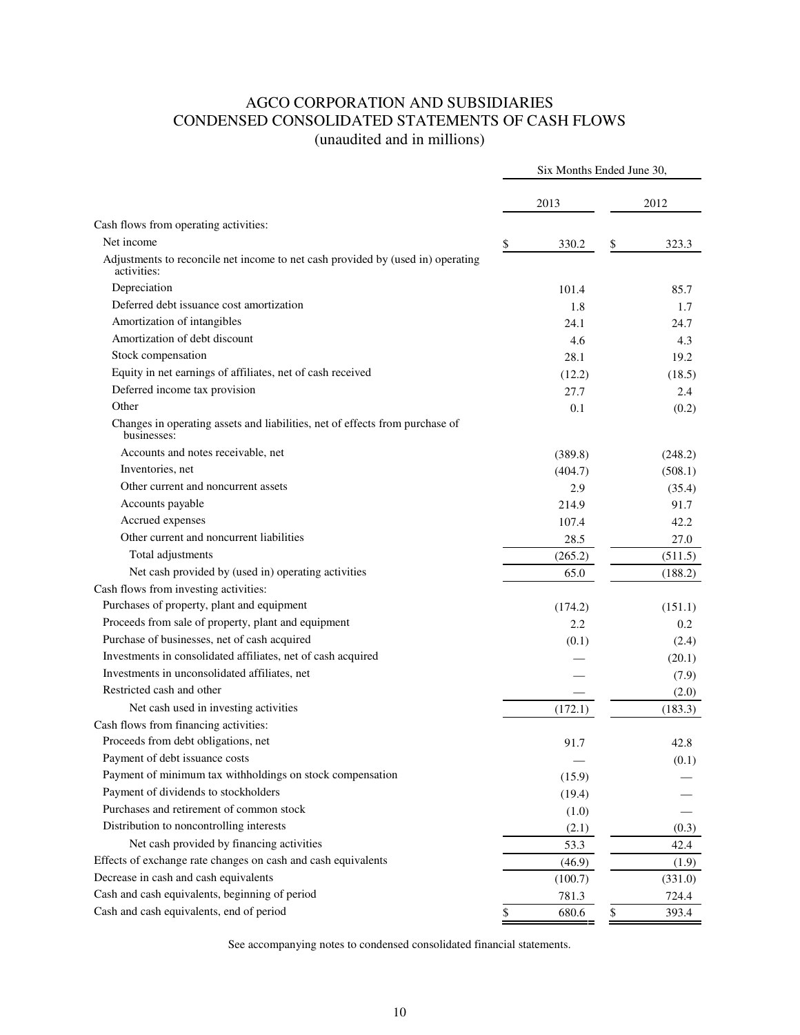# AGCO CORPORATION AND SUBSIDIARIES
## CONDENSED CONSOLIDATED STATEMENTS OF CASH FLOWS
### (unaudited and in millions)

| | Six Months Ended June 30, | |
|---|---|---|
| | 2013 | 2012 |
| Cash flows from operating activities: | | |
| Net income | $ 330.2 | $ 323.3 |
| Adjustments to reconcile net income to net cash provided by (used in) operating activities: | | |
| Depreciation | 101.4 | 85.7 |
| Deferred debt issuance cost amortization | 1.8 | 1.7 |
| Amortization of intangibles | 24.1 | 24.7 |
| Amortization of debt discount | 4.6 | 4.3 |
| Stock compensation | 28.1 | 19.2 |
| Equity in net earnings of affiliates, net of cash received | (12.2) | (18.5) |
| Deferred income tax provision | 27.7 | 2.4 |
| Other | 0.1 | (0.2) |
| Changes in operating assets and liabilities, net of effects from purchase of businesses: | | |
| Accounts and notes receivable, net | (389.8) | (248.2) |
| Inventories, net | (404.7) | (508.1) |
| Other current and noncurrent assets | 2.9 | (35.4) |
| Accounts payable | 214.9 | 91.7 |
| Accrued expenses | 107.4 | 42.2 |
| Other current and noncurrent liabilities | 28.5 | 27.0 |
| Total adjustments | (265.2) | (511.5) |
| Net cash provided by (used in) operating activities | 65.0 | (188.2) |
| Cash flows from investing activities: | | |
| Purchases of property, plant and equipment | (174.2) | (151.1) |
| Proceeds from sale of property, plant and equipment | 2.2 | 0.2 |
| Purchase of businesses, net of cash acquired | (0.1) | (2.4) |
| Investments in consolidated affiliates, net of cash acquired | — | (20.1) |
| Investments in unconsolidated affiliates, net | — | (7.9) |
| Restricted cash and other | — | (2.0) |
| Net cash used in investing activities | (172.1) | (183.3) |
| Cash flows from financing activities: | | |
| Proceeds from debt obligations, net | 91.7 | 42.8 |
| Payment of debt issuance costs | — | (0.1) |
| Payment of minimum tax withholdings on stock compensation | (15.9) | — |
| Payment of dividends to stockholders | (19.4) | — |
| Purchases and retirement of common stock | (1.0) | — |
| Distribution to noncontrolling interests | (2.1) | (0.3) |
| Net cash provided by financing activities | 53.3 | 42.4 |
| Effects of exchange rate changes on cash and cash equivalents | (46.9) | (1.9) |
| Decrease in cash and cash equivalents | (100.7) | (331.0) |
| Cash and cash equivalents, beginning of period | 781.3 | 724.4 |
| Cash and cash equivalents, end of period | $ 680.6 | $ 393.4 |

See accompanying notes to condensed consolidated financial statements.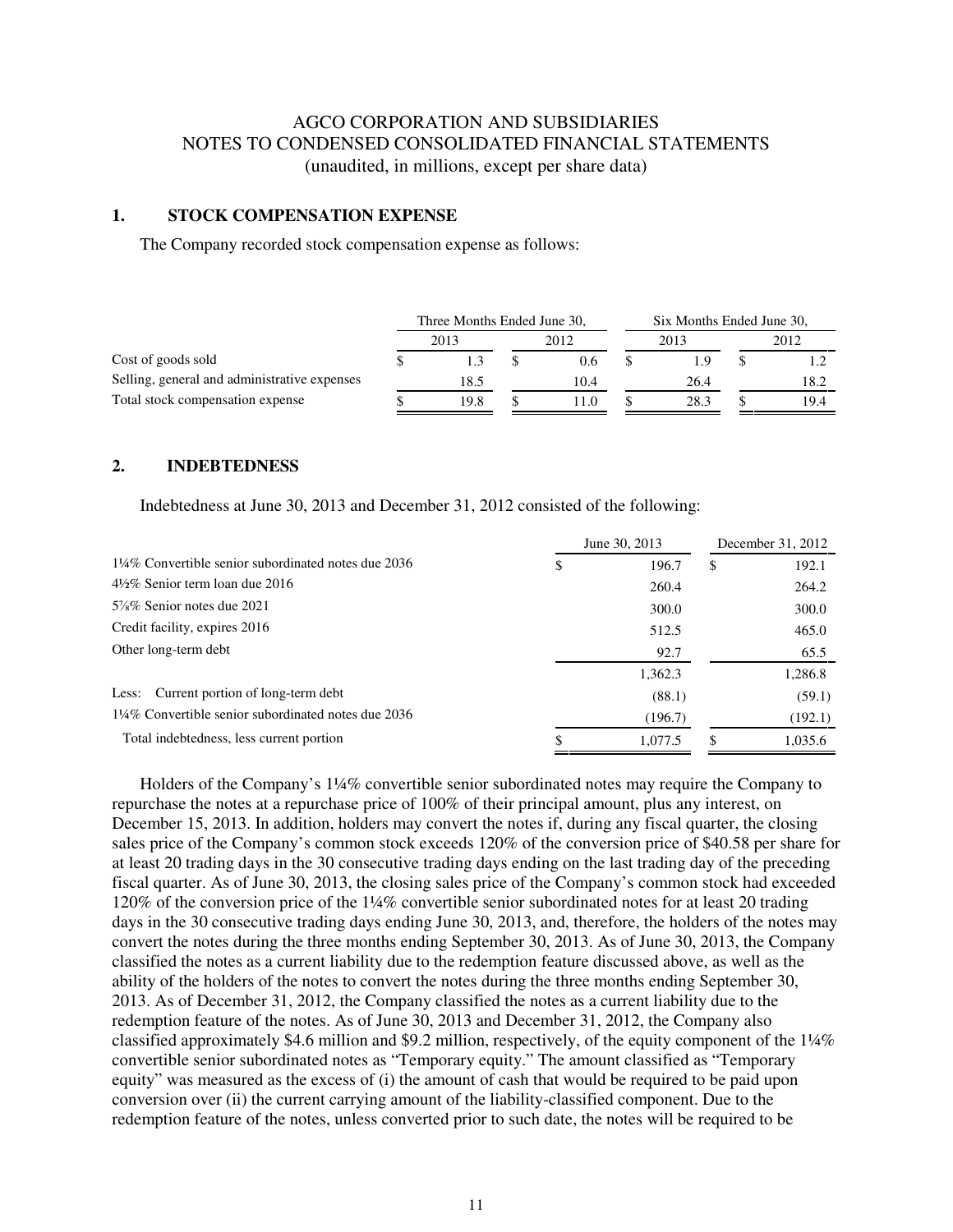# AGCO CORPORATION AND SUBSIDIARIES
# NOTES TO CONDENSED CONSOLIDATED FINANCIAL STATEMENTS
(unaudited, in millions, except per share data)

## 1. STOCK COMPENSATION EXPENSE

The Company recorded stock compensation expense as follows:

| | Three Months Ended June 30, | | Six Months Ended June 30, | |
|---|---|---|---|---|
| | 2013 | 2012 | 2013 | 2012 |
| Cost of goods sold | $ 1.3 | $ 0.6 | $ 1.9 | $ 1.2 |
| Selling, general and administrative expenses | 18.5 | 10.4 | 26.4 | 18.2 |
| Total stock compensation expense | $ 19.8 | $ 11.0 | $ 28.3 | $ 19.4 |

## 2. INDEBTEDNESS

Indebtedness at June 30, 2013 and December 31, 2012 consisted of the following:

| | June 30, 2013 | December 31, 2012 |
|---|---|---|
| 1¼% Convertible senior subordinated notes due 2036 | $ 196.7 | $ 192.1 |
| 4½% Senior term loan due 2016 | 260.4 | 264.2 |
| 5⅞% Senior notes due 2021 | 300.0 | 300.0 |
| Credit facility, expires 2016 | 512.5 | 465.0 |
| Other long-term debt | 92.7 | 65.5 |
| | 1,362.3 | 1,286.8 |
| Less: Current portion of long-term debt | (88.1) | (59.1) |
| 1¼% Convertible senior subordinated notes due 2036 | (196.7) | (192.1) |
| Total indebtedness, less current portion | $ 1,077.5 | $ 1,035.6 |

Holders of the Company's 1¼% convertible senior subordinated notes may require the Company to repurchase the notes at a repurchase price of 100% of their principal amount, plus any interest, on December 15, 2013. In addition, holders may convert the notes if, during any fiscal quarter, the closing sales price of the Company's common stock exceeds 120% of the conversion price of $40.58 per share for at least 20 trading days in the 30 consecutive trading days ending on the last trading day of the preceding fiscal quarter. As of June 30, 2013, the closing sales price of the Company's common stock had exceeded 120% of the conversion price of the 1¼% convertible senior subordinated notes for at least 20 trading days in the 30 consecutive trading days ending June 30, 2013, and, therefore, the holders of the notes may convert the notes during the three months ending September 30, 2013. As of June 30, 2013, the Company classified the notes as a current liability due to the redemption feature discussed above, as well as the ability of the holders of the notes to convert the notes during the three months ending September 30, 2013. As of December 31, 2012, the Company classified the notes as a current liability due to the redemption feature of the notes. As of June 30, 2013 and December 31, 2012, the Company also classified approximately $4.6 million and $9.2 million, respectively, of the equity component of the 1¼% convertible senior subordinated notes as "Temporary equity." The amount classified as "Temporary equity" was measured as the excess of (i) the amount of cash that would be required to be paid upon conversion over (ii) the current carrying amount of the liability-classified component. Due to the redemption feature of the notes, unless converted prior to such date, the notes will be required to be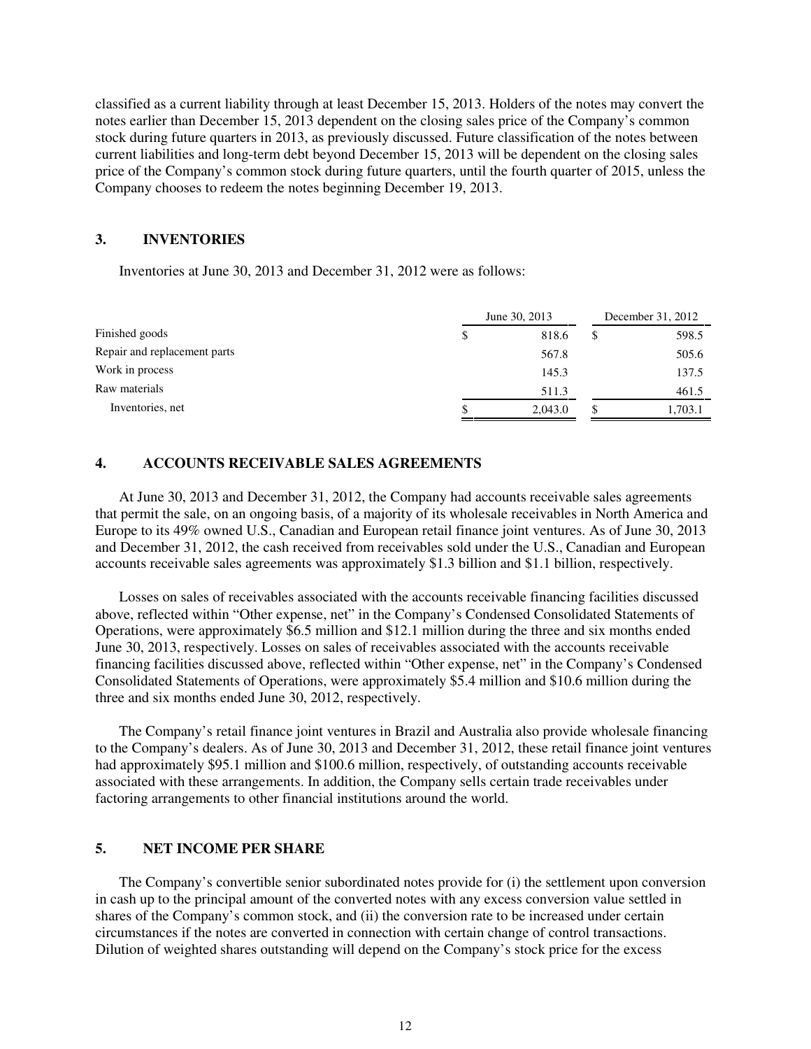classified as a current liability through at least December 15, 2013. Holders of the notes may convert the notes earlier than December 15, 2013 dependent on the closing sales price of the Company's common stock during future quarters in 2013, as previously discussed. Future classification of the notes between current liabilities and long-term debt beyond December 15, 2013 will be dependent on the closing sales price of the Company's common stock during future quarters, until the fourth quarter of 2015, unless the Company chooses to redeem the notes beginning December 19, 2013.

## 3. INVENTORIES

Inventories at June 30, 2013 and December 31, 2012 were as follows:

| | June 30, 2013 | December 31, 2012 |
|---|---|---|
| Finished goods | $ 818.6 | $ 598.5 |
| Repair and replacement parts | 567.8 | 505.6 |
| Work in process | 145.3 | 137.5 |
| Raw materials | 511.3 | 461.5 |
| Inventories, net | $ 2,043.0 | $ 1,703.1 |

## 4. ACCOUNTS RECEIVABLE SALES AGREEMENTS

At June 30, 2013 and December 31, 2012, the Company had accounts receivable sales agreements that permit the sale, on an ongoing basis, of a majority of its wholesale receivables in North America and Europe to its 49% owned U.S., Canadian and European retail finance joint ventures. As of June 30, 2013 and December 31, 2012, the cash received from receivables sold under the U.S., Canadian and European accounts receivable sales agreements was approximately $1.3 billion and $1.1 billion, respectively.

Losses on sales of receivables associated with the accounts receivable financing facilities discussed above, reflected within "Other expense, net" in the Company's Condensed Consolidated Statements of Operations, were approximately $6.5 million and $12.1 million during the three and six months ended June 30, 2013, respectively. Losses on sales of receivables associated with the accounts receivable financing facilities discussed above, reflected within "Other expense, net" in the Company's Condensed Consolidated Statements of Operations, were approximately $5.4 million and $10.6 million during the three and six months ended June 30, 2012, respectively.

The Company's retail finance joint ventures in Brazil and Australia also provide wholesale financing to the Company's dealers. As of June 30, 2013 and December 31, 2012, these retail finance joint ventures had approximately $95.1 million and $100.6 million, respectively, of outstanding accounts receivable associated with these arrangements. In addition, the Company sells certain trade receivables under factoring arrangements to other financial institutions around the world.

## 5. NET INCOME PER SHARE

The Company's convertible senior subordinated notes provide for (i) the settlement upon conversion in cash up to the principal amount of the converted notes with any excess conversion value settled in shares of the Company's common stock, and (ii) the conversion rate to be increased under certain circumstances if the notes are converted in connection with certain change of control transactions. Dilution of weighted shares outstanding will depend on the Company's stock price for the excess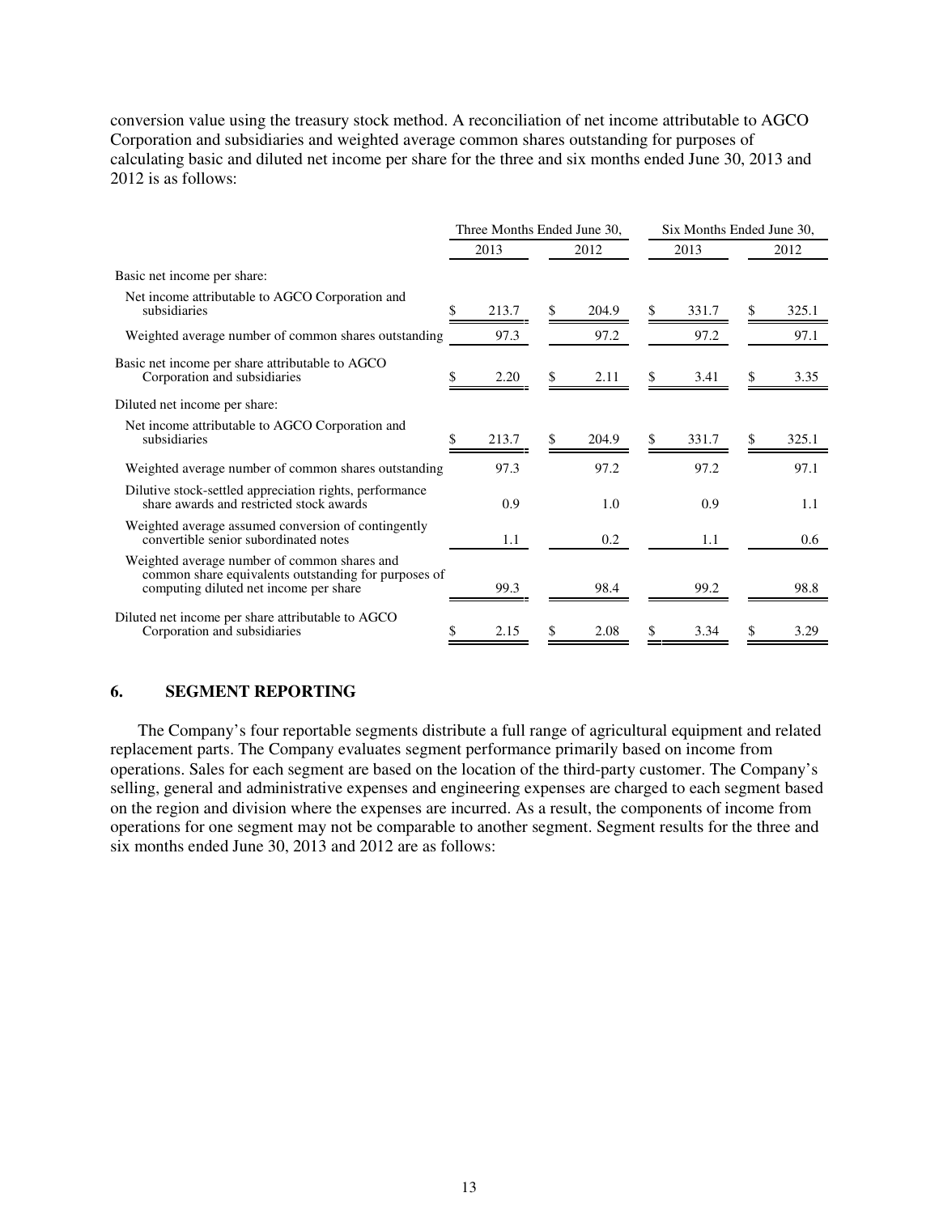conversion value using the treasury stock method. A reconciliation of net income attributable to AGCO Corporation and subsidiaries and weighted average common shares outstanding for purposes of calculating basic and diluted net income per share for the three and six months ended June 30, 2013 and 2012 is as follows:

| | Three Months Ended June 30, | | Six Months Ended June 30, | |
|---|---|---|---|---|
| | 2013 | 2012 | 2013 | 2012 |
| Basic net income per share: | | | | |
| Net income attributable to AGCO Corporation and subsidiaries | $ 213.7 | $ 204.9 | $ 331.7 | $ 325.1 |
| Weighted average number of common shares outstanding | 97.3 | 97.2 | 97.2 | 97.1 |
| Basic net income per share attributable to AGCO Corporation and subsidiaries | $ 2.20 | $ 2.11 | $ 3.41 | $ 3.35 |
| Diluted net income per share: | | | | |
| Net income attributable to AGCO Corporation and subsidiaries | $ 213.7 | $ 204.9 | $ 331.7 | $ 325.1 |
| Weighted average number of common shares outstanding | 97.3 | 97.2 | 97.2 | 97.1 |
| Dilutive stock-settled appreciation rights, performance share awards and restricted stock awards | 0.9 | 1.0 | 0.9 | 1.1 |
| Weighted average assumed conversion of contingently convertible senior subordinated notes | 1.1 | 0.2 | 1.1 | 0.6 |
| Weighted average number of common shares and common share equivalents outstanding for purposes of computing diluted net income per share | 99.3 | 98.4 | 99.2 | 98.8 |
| Diluted net income per share attributable to AGCO Corporation and subsidiaries | $ 2.15 | $ 2.08 | $ 3.34 | $ 3.29 |

## 6. SEGMENT REPORTING

The Company's four reportable segments distribute a full range of agricultural equipment and related replacement parts. The Company evaluates segment performance primarily based on income from operations. Sales for each segment are based on the location of the third-party customer. The Company's selling, general and administrative expenses and engineering expenses are charged to each segment based on the region and division where the expenses are incurred. As a result, the components of income from operations for one segment may not be comparable to another segment. Segment results for the three and six months ended June 30, 2013 and 2012 are as follows: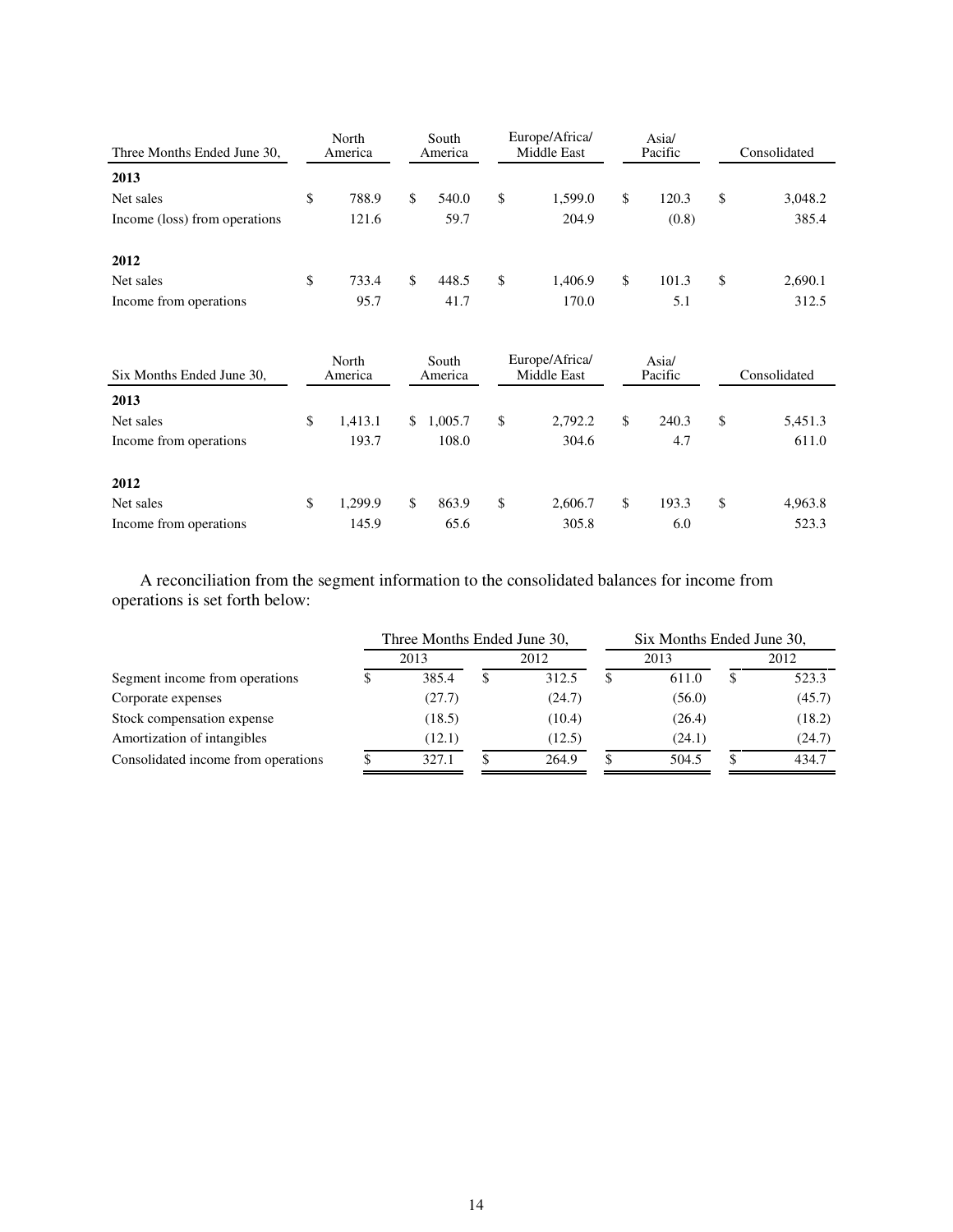| Three Months Ended June 30, | North America | South America | Europe/Africa/ Middle East | Asia/ Pacific | Consolidated |
|---|---|---|---|---|---|
| **2013** | | | | | |
| Net sales | $ 788.9 | $ 540.0 | $ 1,599.0 | $ 120.3 | $ 3,048.2 |
| Income (loss) from operations | 121.6 | 59.7 | 204.9 | (0.8) | 385.4 |
| **2012** | | | | | |
| Net sales | $ 733.4 | $ 448.5 | $ 1,406.9 | $ 101.3 | $ 2,690.1 |
| Income from operations | 95.7 | 41.7 | 170.0 | 5.1 | 312.5 |

| Six Months Ended June 30, | North America | South America | Europe/Africa/ Middle East | Asia/ Pacific | Consolidated |
|---|---|---|---|---|---|
| **2013** | | | | | |
| Net sales | $ 1,413.1 | $ 1,005.7 | $ 2,792.2 | $ 240.3 | $ 5,451.3 |
| Income from operations | 193.7 | 108.0 | 304.6 | 4.7 | 611.0 |
| **2012** | | | | | |
| Net sales | $ 1,299.9 | $ 863.9 | $ 2,606.7 | $ 193.3 | $ 4,963.8 |
| Income from operations | 145.9 | 65.6 | 305.8 | 6.0 | 523.3 |

A reconciliation from the segment information to the consolidated balances for income from operations is set forth below:

| | Three Months Ended June 30, | | Six Months Ended June 30, | |
|---|---|---|---|---|
| | 2013 | 2012 | 2013 | 2012 |
| Segment income from operations | $ 385.4 | $ 312.5 | $ 611.0 | $ 523.3 |
| Corporate expenses | (27.7) | (24.7) | (56.0) | (45.7) |
| Stock compensation expense | (18.5) | (10.4) | (26.4) | (18.2) |
| Amortization of intangibles | (12.1) | (12.5) | (24.1) | (24.7) |
| Consolidated income from operations | $ 327.1 | $ 264.9 | $ 504.5 | $ 434.7 |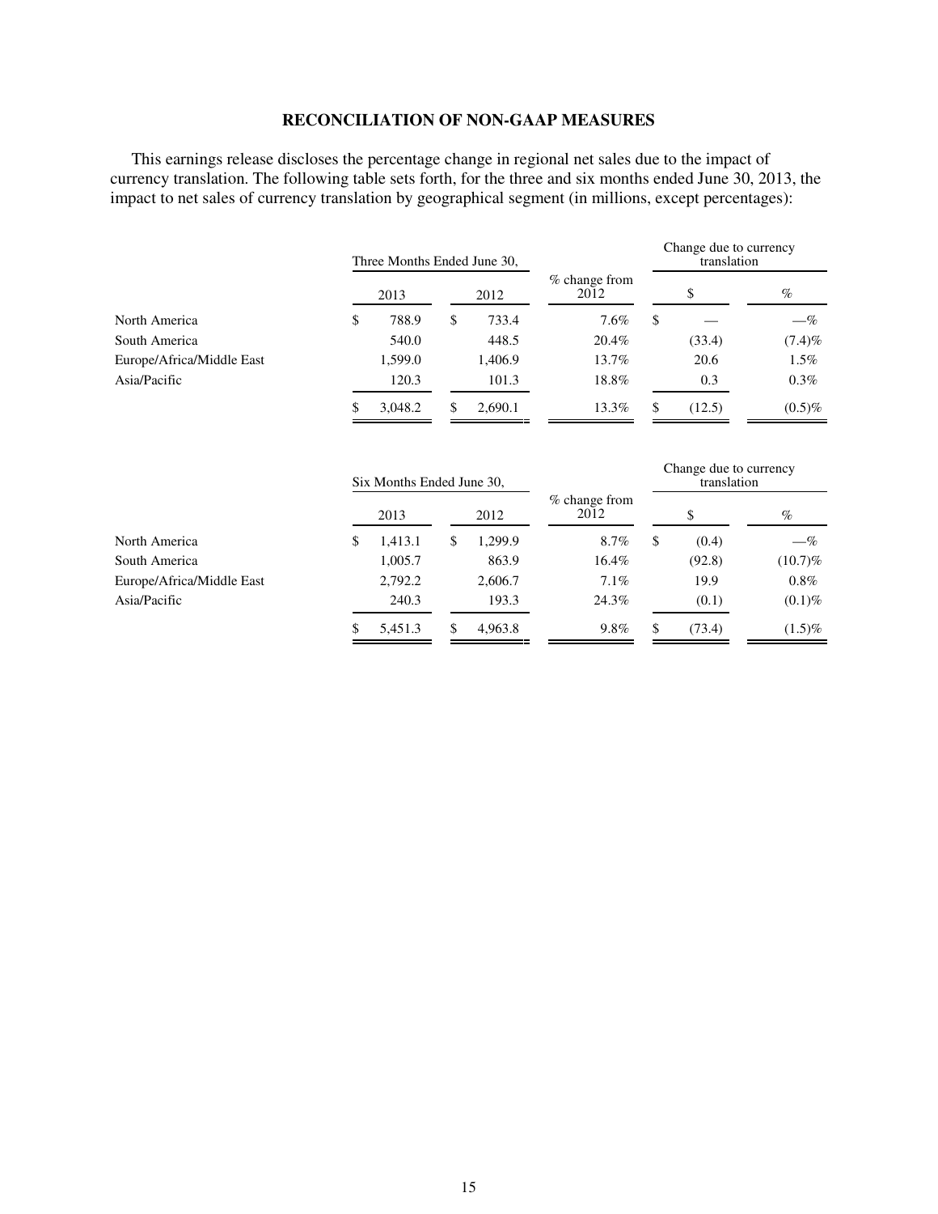## RECONCILIATION OF NON-GAAP MEASURES

This earnings release discloses the percentage change in regional net sales due to the impact of currency translation. The following table sets forth, for the three and six months ended June 30, 2013, the impact to net sales of currency translation by geographical segment (in millions, except percentages):

| | Three Months Ended June 30, | | | Change due to currency translation | |
|---|---|---|---|---|---|
| | 2013 | 2012 | % change from 2012 | $ | % |
| North America | $ 788.9 | $ 733.4 | 7.6% | $ — | —% |
| South America | 540.0 | 448.5 | 20.4% | (33.4) | (7.4)% |
| Europe/Africa/Middle East | 1,599.0 | 1,406.9 | 13.7% | 20.6 | 1.5% |
| Asia/Pacific | 120.3 | 101.3 | 18.8% | 0.3 | 0.3% |
| | $ 3,048.2 | $ 2,690.1 | 13.3% | $ (12.5) | (0.5)% |

| | Six Months Ended June 30, | | | Change due to currency translation | |
|---|---|---|---|---|---|
| | 2013 | 2012 | % change from 2012 | $ | % |
| North America | $ 1,413.1 | $ 1,299.9 | 8.7% | $ (0.4) | —% |
| South America | 1,005.7 | 863.9 | 16.4% | (92.8) | (10.7)% |
| Europe/Africa/Middle East | 2,792.2 | 2,606.7 | 7.1% | 19.9 | 0.8% |
| Asia/Pacific | 240.3 | 193.3 | 24.3% | (0.1) | (0.1)% |
| | $ 5,451.3 | $ 4,963.8 | 9.8% | $ (73.4) | (1.5)% |